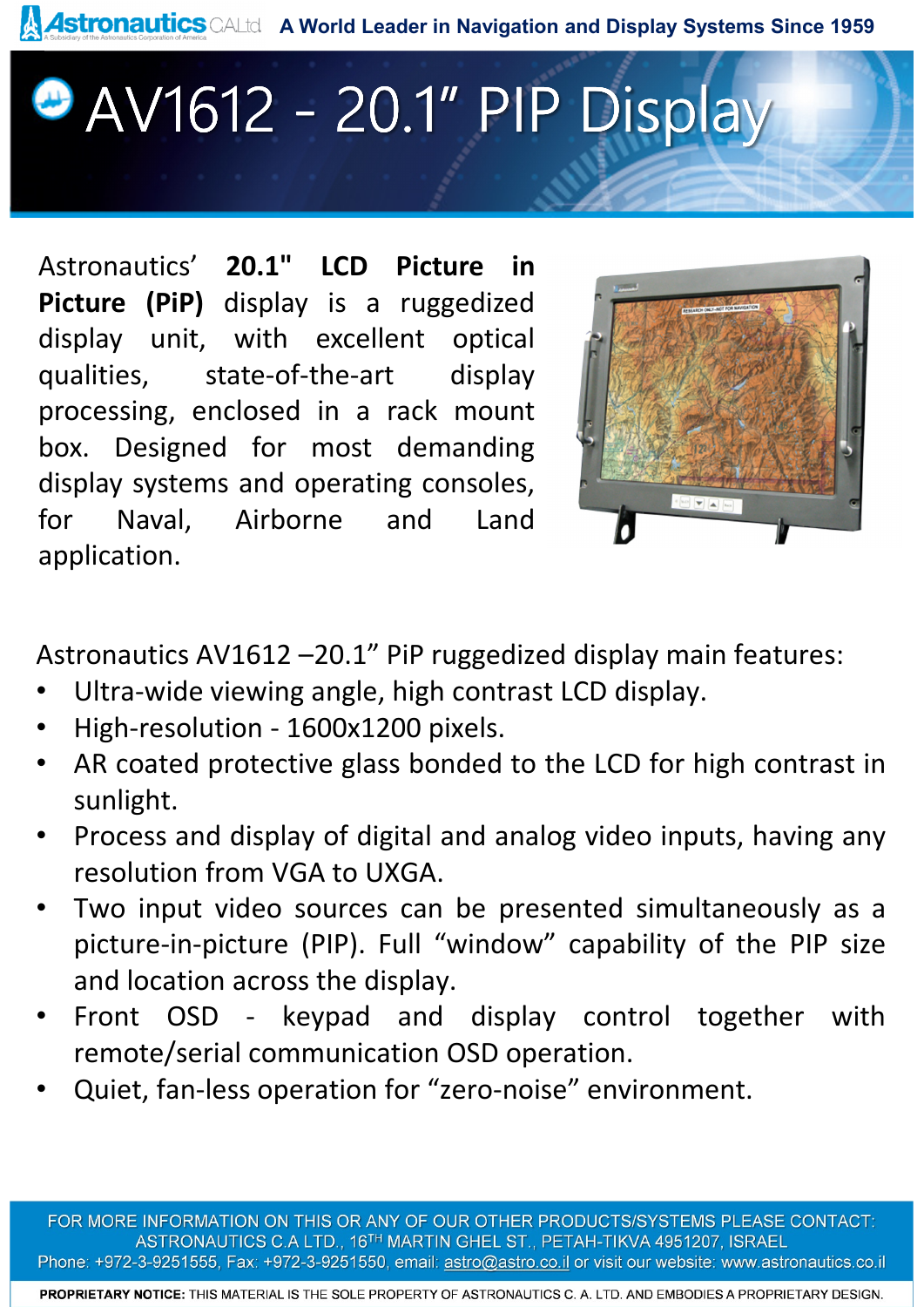# AV1612 - 20.1" PIP Display

Astronautics' **20.1" LCD Picture in Picture (PiP)** display is a ruggedized display unit, with excellent optical qualities, state-of-the-art display processing, enclosed in a rack mount box. Designed for most demanding display systems and operating consoles, for Naval, Airborne and Land application.

Astronautics AV1612 –20.1" PiP ruggedized display main features:

- Ultra-wide viewing angle, high contrast LCD display.
- High-resolution - 1600x1200 pixels.
- AR coated protective glass bonded to the LCD for high contrast in sunlight.
- Process and display of digital and analog video inputs, having any resolution from VGA to UXGA.
- Two input video sources can be presented simultaneously as a picture-in-picture (PIP). Full "window" capability of the PIP size and location across the display.
- Front OSD - keypad and display control together with remote/serial communication OSD operation.
- Quiet, fan-less operation for "zero-noise" environment.

FOR MORE INFORMATION ON THIS OR ANY OF OUR OTHER PRODUCTS/SYSTEMS PLEASE CONTACT:
ASTRONAUTICS C.A LTD., 16TH MARTIN GHEL ST., PETAH-TIKVA 4951207, ISRAEL
Phone: +972-3-9251555, Fax: +972-3-9251550, email: astro@astro.co.il or visit our website: www.astronautics.co.il

**PROPRIETARY NOTICE:** THIS MATERIAL IS THE SOLE PROPERTY OF ASTRONAUTICS C. A. LTD. AND EMBODIES A PROPRIETARY DESIGN.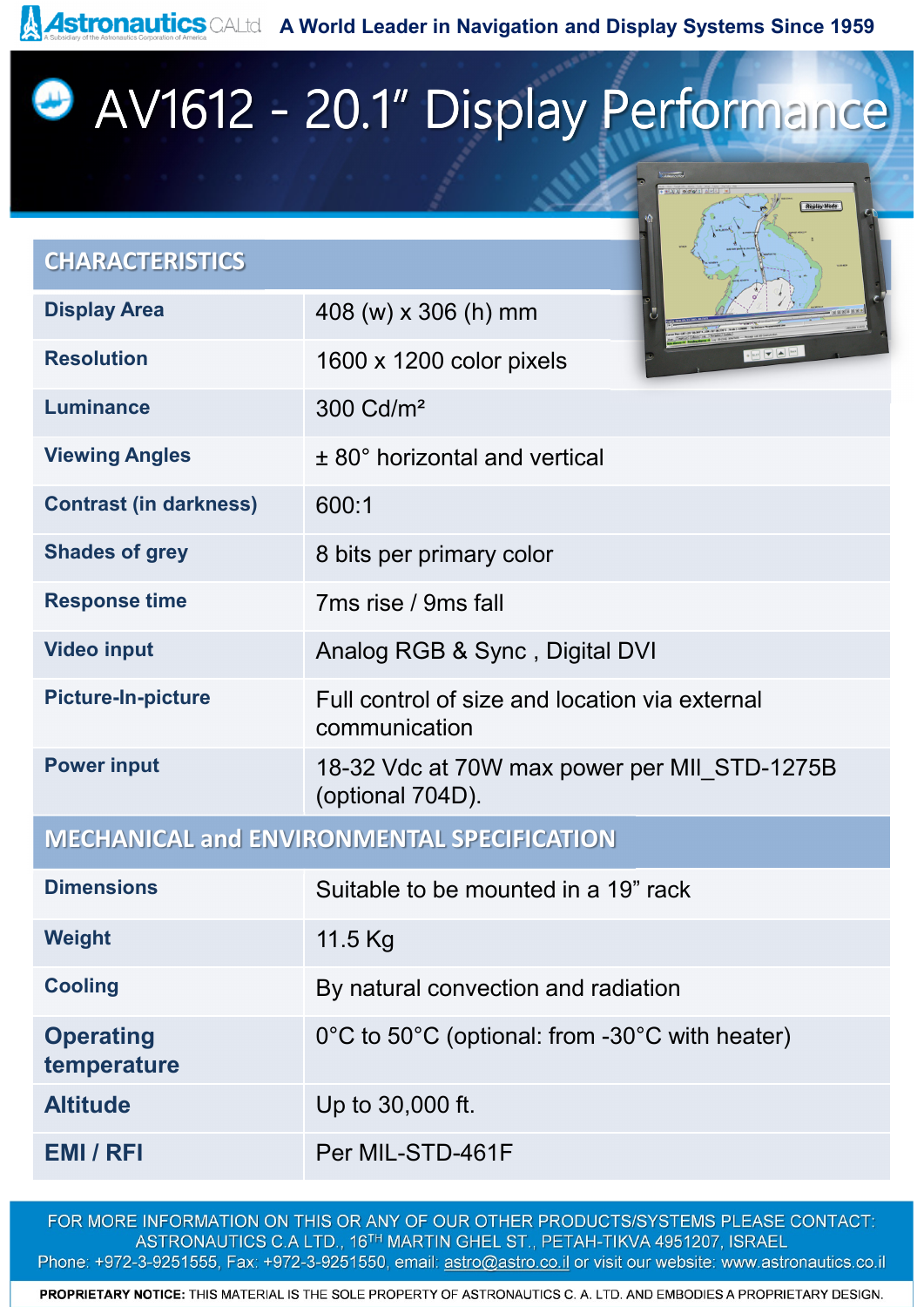Astronautics C.A. Ltd. — A Subsidiary of the Astronautics Corporation of America

A World Leader in Navigation and Display Systems Since 1959

# AV1612 - 20.1" Display Performance

| CHARACTERISTICS | |
|---|---|
| **Display Area** | 408 (w) x 306 (h) mm |
| **Resolution** | 1600 x 1200 color pixels |
| **Luminance** | 300 Cd/m² |
| **Viewing Angles** | ± 80° horizontal and vertical |
| **Contrast (in darkness)** | 600:1 |
| **Shades of grey** | 8 bits per primary color |
| **Response time** | 7ms rise / 9ms fall |
| **Video input** | Analog RGB & Sync , Digital DVI |
| **Picture-In-picture** | Full control of size and location via external communication |
| **Power input** | 18-32 Vdc at 70W max power per MIl_STD-1275B (optional 704D). |

| MECHANICAL and ENVIRONMENTAL SPECIFICATION | |
|---|---|
| **Dimensions** | Suitable to be mounted in a 19" rack |
| **Weight** | 11.5 Kg |
| **Cooling** | By natural convection and radiation |
| **Operating temperature** | 0°C to 50°C (optional: from -30°C with heater) |
| **Altitude** | Up to 30,000 ft. |
| **EMI / RFI** | Per MIL-STD-461F |

FOR MORE INFORMATION ON THIS OR ANY OF OUR OTHER PRODUCTS/SYSTEMS PLEASE CONTACT:
ASTRONAUTICS C.A LTD., 16TH MARTIN GHEL ST., PETAH-TIKVA 4951207, ISRAEL
Phone: +972-3-9251555, Fax: +972-3-9251550, email: astro@astro.co.il or visit our website: www.astronautics.co.il

**PROPRIETARY NOTICE:** THIS MATERIAL IS THE SOLE PROPERTY OF ASTRONAUTICS C. A. LTD. AND EMBODIES A PROPRIETARY DESIGN.